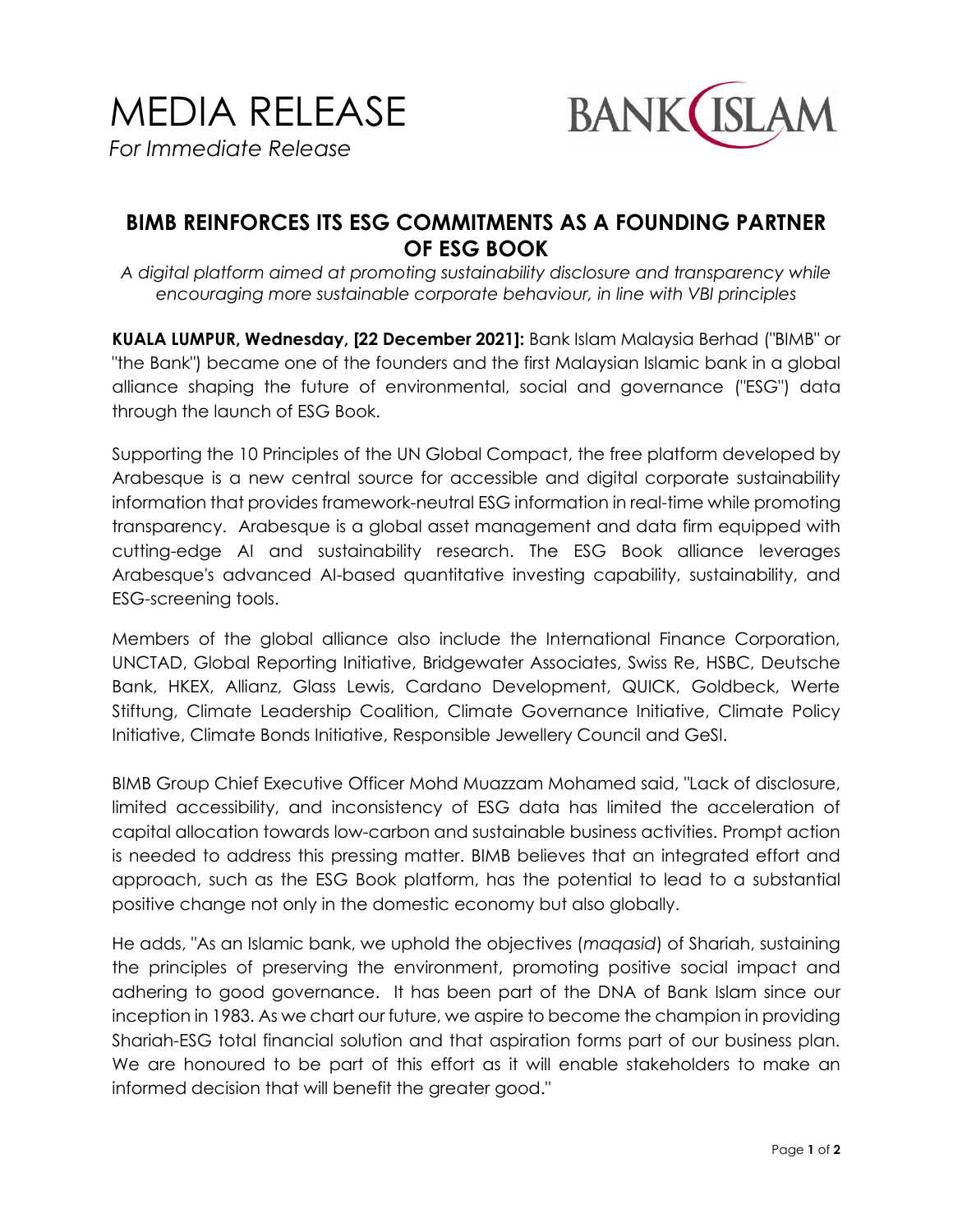# MEDIA RELEASE

*For Immediate Release*

## BIMB REINFORCES ITS ESG COMMITMENTS AS A FOUNDING PARTNER OF ESG BOOK

*A digital platform aimed at promoting sustainability disclosure and transparency while encouraging more sustainable corporate behaviour, in line with VBI principles*

**KUALA LUMPUR, Wednesday, [22 December 2021]:** Bank Islam Malaysia Berhad ("BIMB" or "the Bank") became one of the founders and the first Malaysian Islamic bank in a global alliance shaping the future of environmental, social and governance ("ESG") data through the launch of ESG Book.

Supporting the 10 Principles of the UN Global Compact, the free platform developed by Arabesque is a new central source for accessible and digital corporate sustainability information that provides framework-neutral ESG information in real-time while promoting transparency. Arabesque is a global asset management and data firm equipped with cutting-edge AI and sustainability research. The ESG Book alliance leverages Arabesque's advanced AI-based quantitative investing capability, sustainability, and ESG-screening tools.

Members of the global alliance also include the International Finance Corporation, UNCTAD, Global Reporting Initiative, Bridgewater Associates, Swiss Re, HSBC, Deutsche Bank, HKEX, Allianz, Glass Lewis, Cardano Development, QUICK, Goldbeck, Werte Stiftung, Climate Leadership Coalition, Climate Governance Initiative, Climate Policy Initiative, Climate Bonds Initiative, Responsible Jewellery Council and GeSI.

BIMB Group Chief Executive Officer Mohd Muazzam Mohamed said, "Lack of disclosure, limited accessibility, and inconsistency of ESG data has limited the acceleration of capital allocation towards low-carbon and sustainable business activities. Prompt action is needed to address this pressing matter. BIMB believes that an integrated effort and approach, such as the ESG Book platform, has the potential to lead to a substantial positive change not only in the domestic economy but also globally.

He adds, "As an Islamic bank, we uphold the objectives (*maqasid*) of Shariah, sustaining the principles of preserving the environment, promoting positive social impact and adhering to good governance. It has been part of the DNA of Bank Islam since our inception in 1983. As we chart our future, we aspire to become the champion in providing Shariah-ESG total financial solution and that aspiration forms part of our business plan. We are honoured to be part of this effort as it will enable stakeholders to make an informed decision that will benefit the greater good."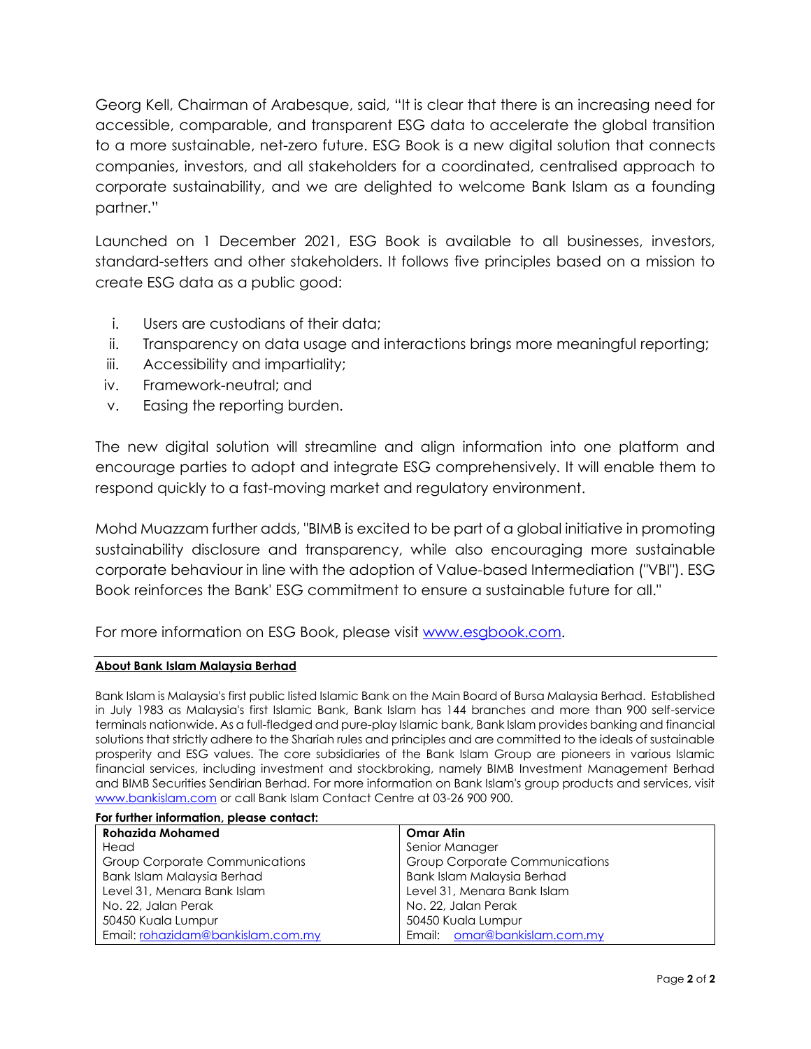Georg Kell, Chairman of Arabesque, said, "It is clear that there is an increasing need for accessible, comparable, and transparent ESG data to accelerate the global transition to a more sustainable, net-zero future. ESG Book is a new digital solution that connects companies, investors, and all stakeholders for a coordinated, centralised approach to corporate sustainability, and we are delighted to welcome Bank Islam as a founding partner."

Launched on 1 December 2021, ESG Book is available to all businesses, investors, standard-setters and other stakeholders. It follows five principles based on a mission to create ESG data as a public good:

i. Users are custodians of their data;
ii. Transparency on data usage and interactions brings more meaningful reporting;
iii. Accessibility and impartiality;
iv. Framework-neutral; and
v. Easing the reporting burden.

The new digital solution will streamline and align information into one platform and encourage parties to adopt and integrate ESG comprehensively. It will enable them to respond quickly to a fast-moving market and regulatory environment.

Mohd Muazzam further adds, "BIMB is excited to be part of a global initiative in promoting sustainability disclosure and transparency, while also encouraging more sustainable corporate behaviour in line with the adoption of Value-based Intermediation ("VBI"). ESG Book reinforces the Bank' ESG commitment to ensure a sustainable future for all."

For more information on ESG Book, please visit www.esgbook.com.

**About Bank Islam Malaysia Berhad**

Bank Islam is Malaysia's first public listed Islamic Bank on the Main Board of Bursa Malaysia Berhad. Established in July 1983 as Malaysia's first Islamic Bank, Bank Islam has 144 branches and more than 900 self-service terminals nationwide. As a full-fledged and pure-play Islamic bank, Bank Islam provides banking and financial solutions that strictly adhere to the Shariah rules and principles and are committed to the ideals of sustainable prosperity and ESG values. The core subsidiaries of the Bank Islam Group are pioneers in various Islamic financial services, including investment and stockbroking, namely BIMB Investment Management Berhad and BIMB Securities Sendirian Berhad. For more information on Bank Islam's group products and services, visit www.bankislam.com or call Bank Islam Contact Centre at 03-26 900 900.

**For further information, please contact:**

| | |
|---|---|
| **Rohazida Mohamed**<br>Head<br>Group Corporate Communications<br>Bank Islam Malaysia Berhad<br>Level 31, Menara Bank Islam<br>No. 22, Jalan Perak<br>50450 Kuala Lumpur<br>Email: rohazidam@bankislam.com.my | **Omar Atin**<br>Senior Manager<br>Group Corporate Communications<br>Bank Islam Malaysia Berhad<br>Level 31, Menara Bank Islam<br>No. 22, Jalan Perak<br>50450 Kuala Lumpur<br>Email: omar@bankislam.com.my |